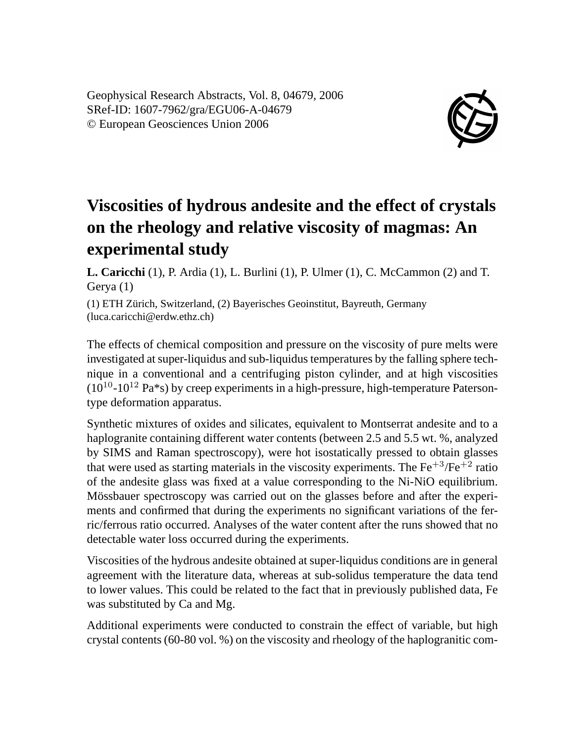Geophysical Research Abstracts, Vol. 8, 04679, 2006
SRef-ID: 1607-7962/gra/EGU06-A-04679
© European Geosciences Union 2006

# Viscosities of hydrous andesite and the effect of crystals on the rheology and relative viscosity of magmas: An experimental study

**L. Caricchi** (1), P. Ardia (1), L. Burlini (1), P. Ulmer (1), C. McCammon (2) and T. Gerya (1)

(1) ETH Zürich, Switzerland, (2) Bayerisches Geoinstitut, Bayreuth, Germany (luca.caricchi@erdw.ethz.ch)

The effects of chemical composition and pressure on the viscosity of pure melts were investigated at super-liquidus and sub-liquidus temperatures by the falling sphere technique in a conventional and a centrifuging piston cylinder, and at high viscosities ($10^{10}$-$10^{12}$ Pa*s) by creep experiments in a high-pressure, high-temperature Paterson-type deformation apparatus.

Synthetic mixtures of oxides and silicates, equivalent to Montserrat andesite and to a haplogranite containing different water contents (between 2.5 and 5.5 wt. %, analyzed by SIMS and Raman spectroscopy), were hot isostatically pressed to obtain glasses that were used as starting materials in the viscosity experiments. The $Fe^{+3}/Fe^{+2}$ ratio of the andesite glass was fixed at a value corresponding to the Ni-NiO equilibrium. Mössbauer spectroscopy was carried out on the glasses before and after the experiments and confirmed that during the experiments no significant variations of the ferric/ferrous ratio occurred. Analyses of the water content after the runs showed that no detectable water loss occurred during the experiments.

Viscosities of the hydrous andesite obtained at super-liquidus conditions are in general agreement with the literature data, whereas at sub-solidus temperature the data tend to lower values. This could be related to the fact that in previously published data, Fe was substituted by Ca and Mg.

Additional experiments were conducted to constrain the effect of variable, but high crystal contents (60-80 vol. %) on the viscosity and rheology of the haplogranitic com-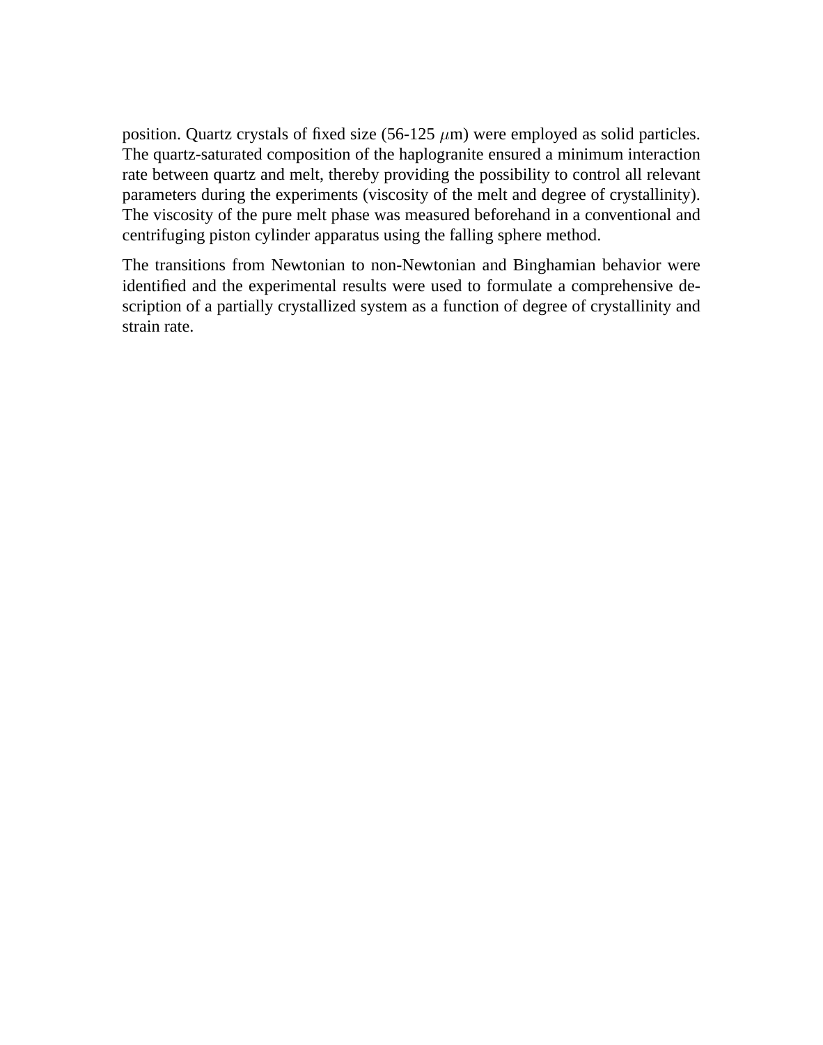position. Quartz crystals of fixed size (56-125 $\mu$m) were employed as solid particles. The quartz-saturated composition of the haplogranite ensured a minimum interaction rate between quartz and melt, thereby providing the possibility to control all relevant parameters during the experiments (viscosity of the melt and degree of crystallinity). The viscosity of the pure melt phase was measured beforehand in a conventional and centrifuging piston cylinder apparatus using the falling sphere method.

The transitions from Newtonian to non-Newtonian and Binghamian behavior were identified and the experimental results were used to formulate a comprehensive description of a partially crystallized system as a function of degree of crystallinity and strain rate.